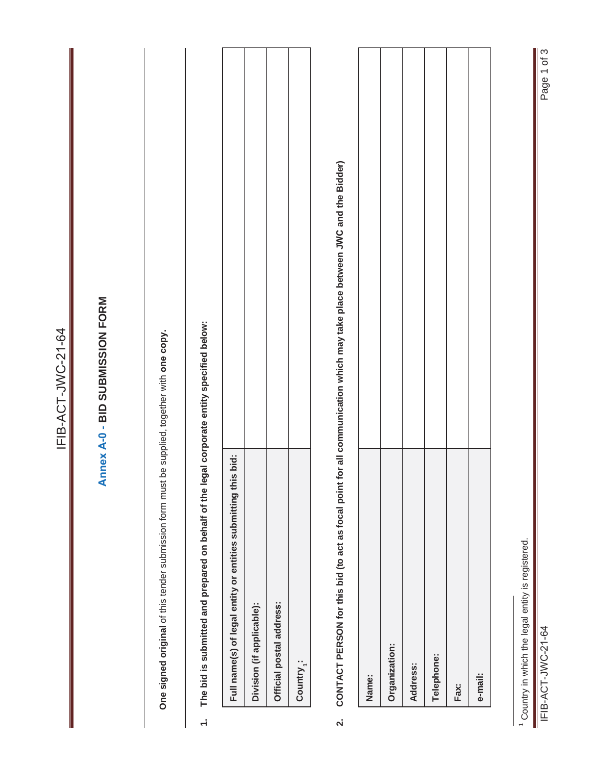# Annex A-0 - BID SUBMISSION FORM

**One signed original** of this tender submission form must be supplied, together with **one copy.**

**1. The bid is submitted and prepared on behalf of the legal corporate entity specified below:**

| | |
|---|---|
| **Full name(s) of legal entity or entities submitting this bid:** | |
| **Division (if applicable):** | |
| **Official postal address:** | |
| **Country[1]:** | |

**2. CONTACT PERSON for this bid (to act as focal point for all communication which may take place between JWC and the Bidder)**

| | |
|---|---|
| **Name:** | |
| **Organization:** | |
| **Address:** | |
| **Telephone:** | |
| **Fax:** | |
| **e-mail:** | |

[1] Country in which the legal entity is registered.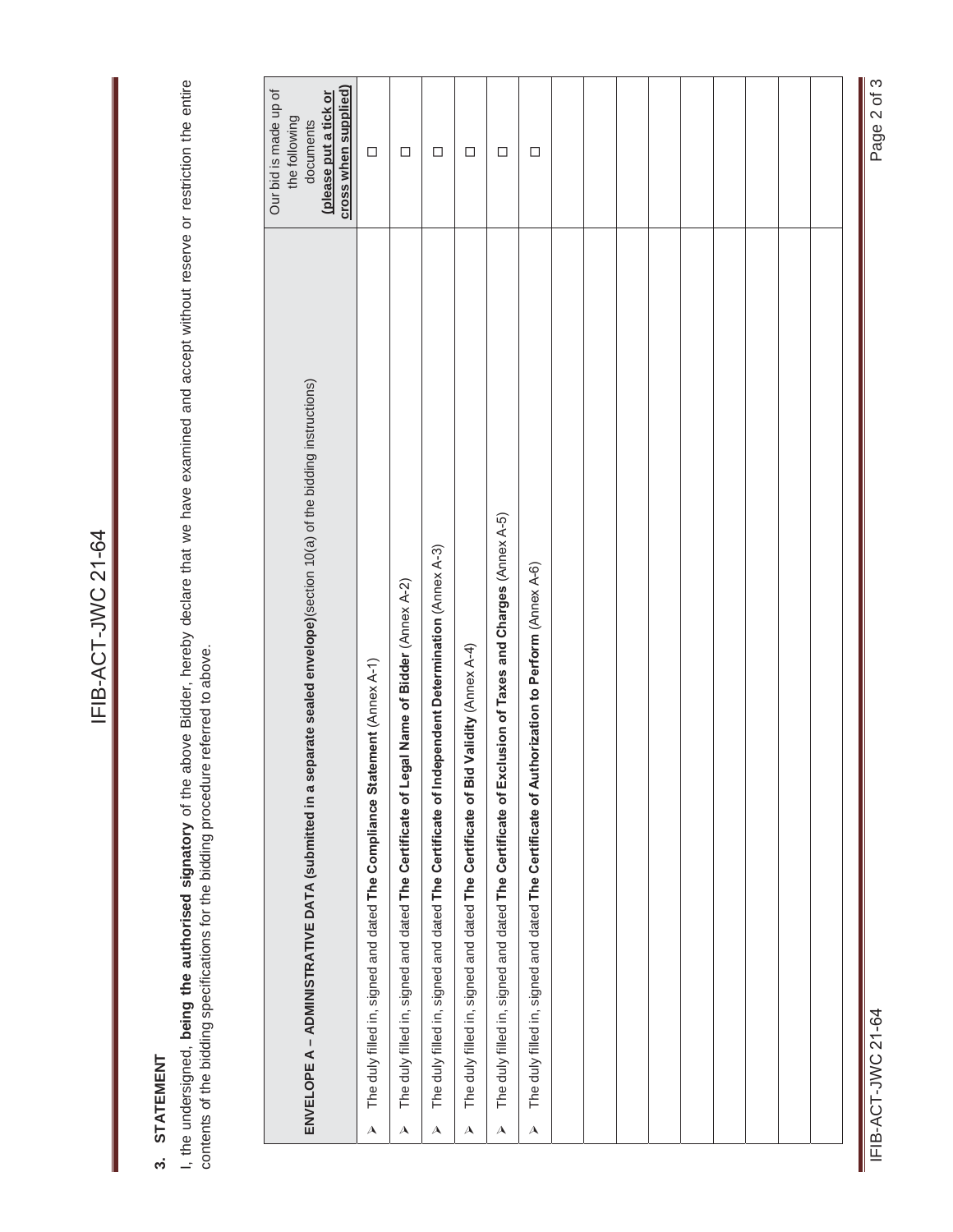## 3. STATEMENT

I, the undersigned, **being the authorised signatory** of the above Bidder, hereby declare that we have examined and accept without reserve or restriction the entire contents of the bidding specifications for the bidding procedure referred to above.

| **ENVELOPE A – ADMINISTRATIVE DATA (submitted in a separate sealed envelope)** (section 10(a) of the bidding instructions) | Our bid is made up of the following documents **(please put a tick or cross when supplied)** |
|---|---|
| ➢ The duly filled in, signed and dated **The Compliance Statement** (Annex A-1) | ☐ |
| ➢ The duly filled in, signed and dated **The Certificate of Legal Name of Bidder** (Annex A-2) | ☐ |
| ➢ The duly filled in, signed and dated **The Certificate of Independent Determination** (Annex A-3) | ☐ |
| ➢ The duly filled in, signed and dated **The Certificate of Bid Validity** (Annex A-4) | ☐ |
| ➢ The duly filled in, signed and dated **The Certificate of Exclusion of Taxes and Charges** (Annex A-5) | ☐ |
| ➢ The duly filled in, signed and dated **The Certificate of Authorization to Perform** (Annex A-6) | ☐ |
| | |
| | |
| | |
| | |
| | |
| | |
| | |
| | |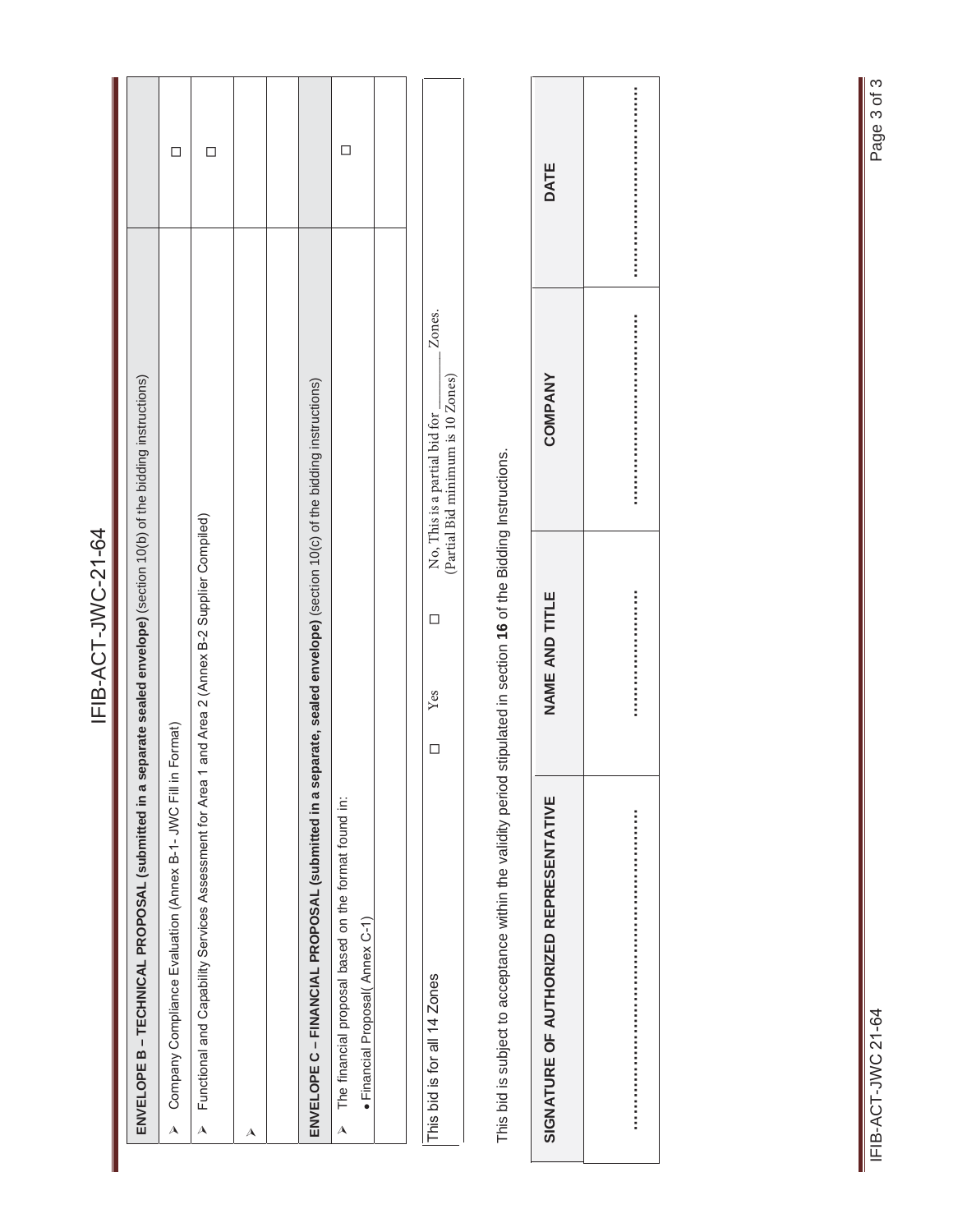| ENVELOPE B – TECHNICAL PROPOSAL (submitted in a separate sealed envelope) (section 10(b) of the bidding instructions) | |
|---|---|
| ➢ Company Compliance Evaluation (Annex B-1- JWC Fill in Format) | ☐ |
| ➢ Functional and Capability Services Assessment for Area 1 and Area 2 (Annex B-2 Supplier Compiled) | ☐ |
| ➢ | |
| | |
| **ENVELOPE C – FINANCIAL PROPOSAL (submitted in a separate, sealed envelope)** (section 10(c) of the bidding instructions) | |
| ➢ The financial proposal based on the format found in: | ☐ |
| • Financial Proposal( Annex C-1) | |
| | |

| This bid is for all 14 Zones | ☐ Yes | ☐ No, This is a partial bid for ______ Zones. (Partial Bid minimum is 10 Zones) |
|---|---|---|

This bid is subject to acceptance within the validity period stipulated in section **16** of the Bidding Instructions.

| SIGNATURE OF AUTHORIZED REPRESENTATIVE | NAME AND TITLE | COMPANY | DATE |
|---|---|---|---|
| ………………………………………… | ………………… | ……………………… | ……………………… |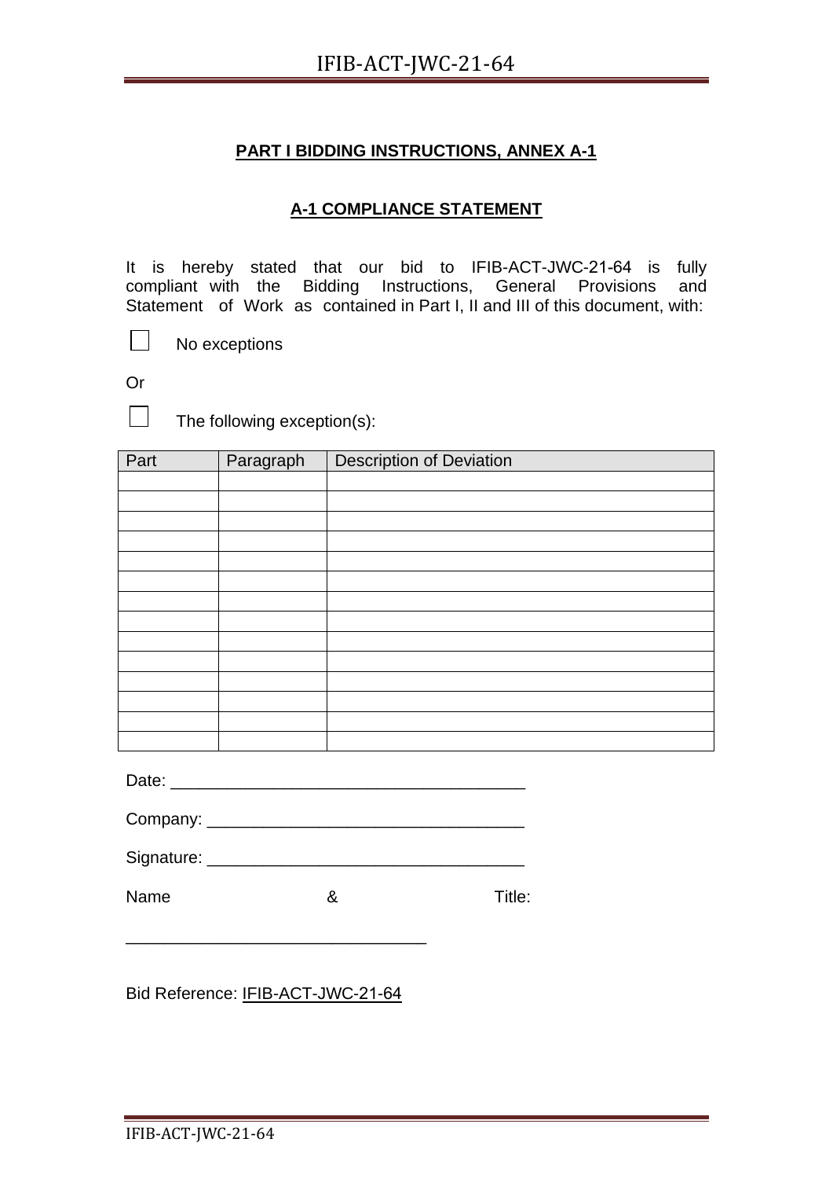**PART I BIDDING INSTRUCTIONS, ANNEX A-1**

**A-1 COMPLIANCE STATEMENT**

It is hereby stated that our bid to IFIB-ACT-JWC-21-64 is fully compliant with the Bidding Instructions, General Provisions and Statement of Work as contained in Part I, II and III of this document, with:

☐ No exceptions

Or

☐ The following exception(s):

| Part | Paragraph | Description of Deviation |
|---|---|---|
| | | |
| | | |
| | | |
| | | |
| | | |
| | | |
| | | |
| | | |
| | | |
| | | |
| | | |
| | | |
| | | |
| | | |

Date: _______________________________________

Company: __________________________________

Signature: __________________________________

Name & Title:

________________________________

Bid Reference: IFIB-ACT-JWC-21-64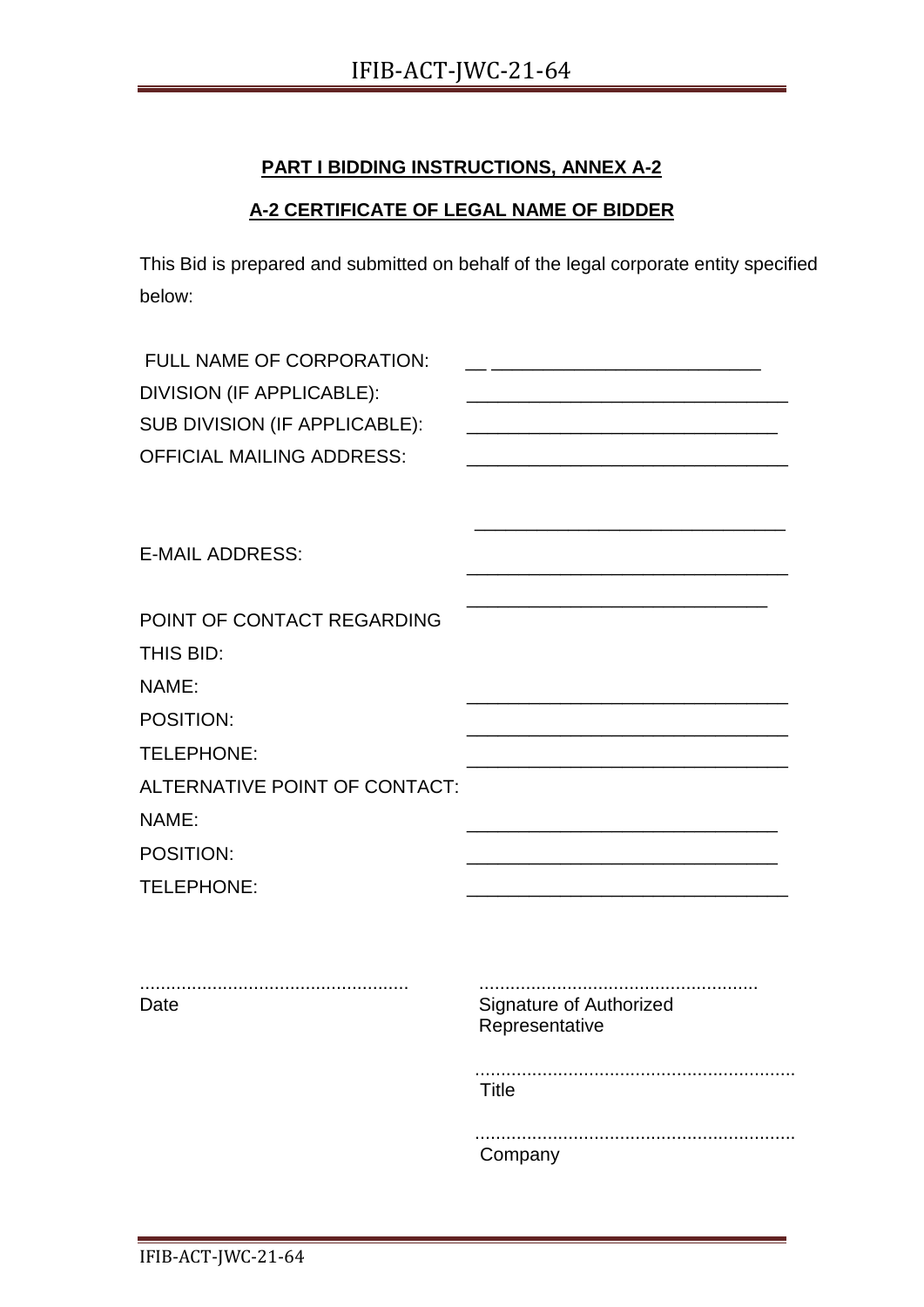**PART I BIDDING INSTRUCTIONS, ANNEX A-2**

**A-2 CERTIFICATE OF LEGAL NAME OF BIDDER**

This Bid is prepared and submitted on behalf of the legal corporate entity specified below:

FULL NAME OF CORPORATION: ______________________________

DIVISION (IF APPLICABLE): ______________________________

SUB DIVISION (IF APPLICABLE): ______________________________

OFFICIAL MAILING ADDRESS: ______________________________

______________________________

E-MAIL ADDRESS: ______________________________

______________________________

POINT OF CONTACT REGARDING THIS BID:

NAME: ______________________________

POSITION: ______________________________

TELEPHONE: ______________________________

ALTERNATIVE POINT OF CONTACT:

NAME: ______________________________

POSITION: ______________________________

TELEPHONE: ______________________________

| | |
|---|---|
| .................................................... | ..................................................... |
| Date | Signature of Authorized Representative |
| | ............................................................. |
| | Title |
| | ............................................................. |
| | Company |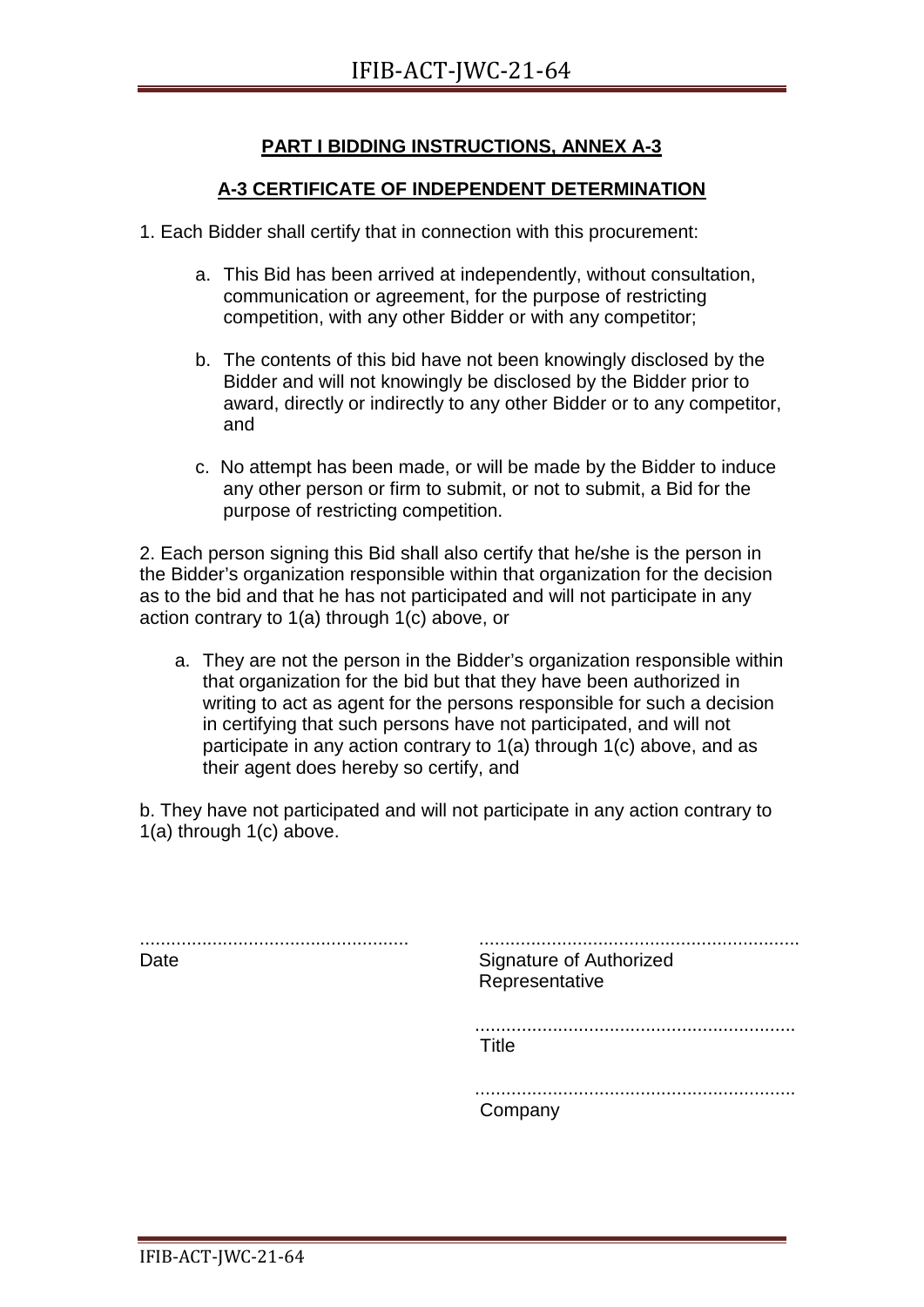**PART I BIDDING INSTRUCTIONS, ANNEX A-3**

**A-3 CERTIFICATE OF INDEPENDENT DETERMINATION**

1. Each Bidder shall certify that in connection with this procurement:

   a. This Bid has been arrived at independently, without consultation, communication or agreement, for the purpose of restricting competition, with any other Bidder or with any competitor;

   b. The contents of this bid have not been knowingly disclosed by the Bidder and will not knowingly be disclosed by the Bidder prior to award, directly or indirectly to any other Bidder or to any competitor, and

   c. No attempt has been made, or will be made by the Bidder to induce any other person or firm to submit, or not to submit, a Bid for the purpose of restricting competition.

2. Each person signing this Bid shall also certify that he/she is the person in the Bidder's organization responsible within that organization for the decision as to the bid and that he has not participated and will not participate in any action contrary to 1(a) through 1(c) above, or

   a. They are not the person in the Bidder's organization responsible within that organization for the bid but that they have been authorized in writing to act as agent for the persons responsible for such a decision in certifying that such persons have not participated, and will not participate in any action contrary to 1(a) through 1(c) above, and as their agent does hereby so certify, and

b. They have not participated and will not participate in any action contrary to 1(a) through 1(c) above.

....................................................
Date

.............................................................
Signature of Authorized Representative

.............................................................
Title

.............................................................
Company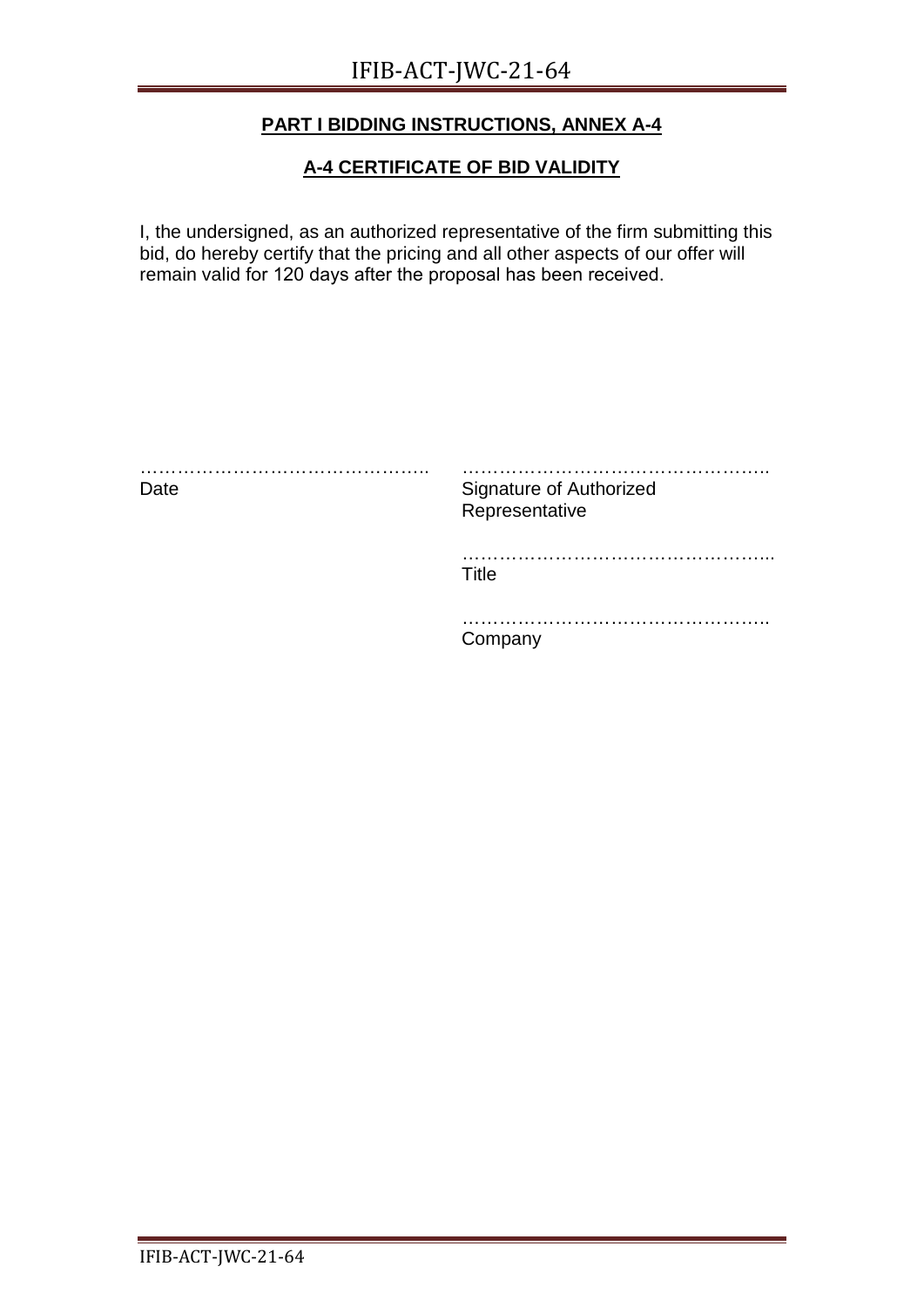## PART I BIDDING INSTRUCTIONS, ANNEX A-4

### A-4 CERTIFICATE OF BID VALIDITY

I, the undersigned, as an authorized representative of the firm submitting this bid, do hereby certify that the pricing and all other aspects of our offer will remain valid for 120 days after the proposal has been received.

| ……………………………………….. | ………………………………………….. |
|---|---|
| Date | Signature of Authorized Representative |
| | ………………………………………….. |
| | Title |
| | ………………………………………….. |
| | Company |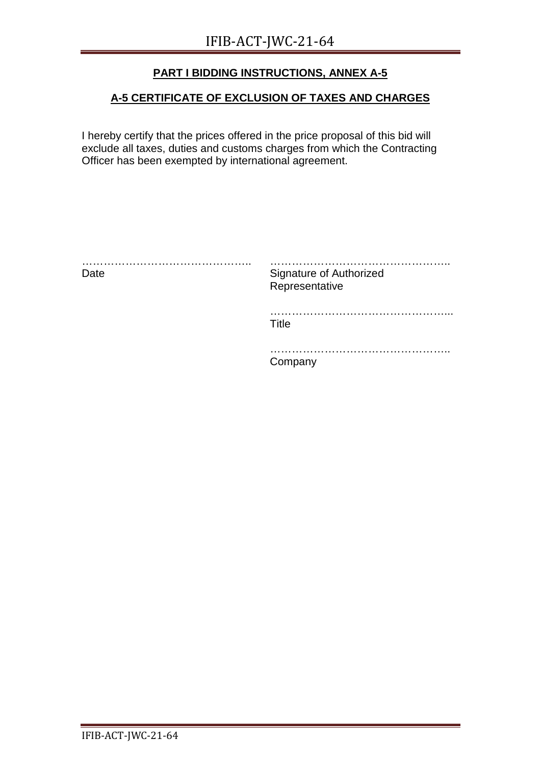## PART I BIDDING INSTRUCTIONS, ANNEX A-5

## A-5 CERTIFICATE OF EXCLUSION OF TAXES AND CHARGES

I hereby certify that the prices offered in the price proposal of this bid will exclude all taxes, duties and customs charges from which the Contracting Officer has been exempted by international agreement.

| | |
|---|---|
| ……………………………………….. | ………………………………………….. |
| Date | Signature of Authorized Representative |
| | ………………………………………….. |
| | Title |
| | ………………………………………….. |
| | Company |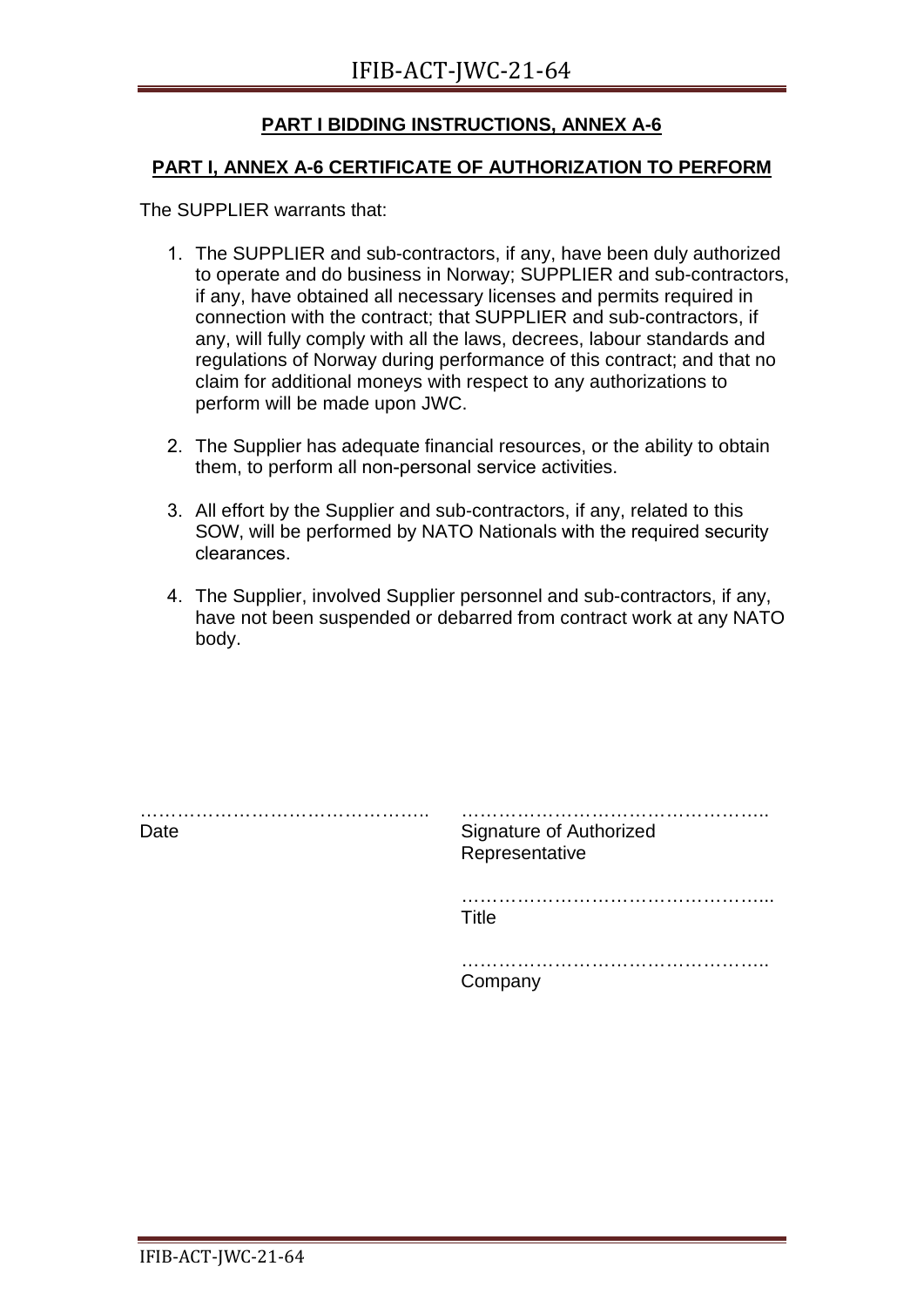## PART I BIDDING INSTRUCTIONS, ANNEX A-6

### PART I, ANNEX A-6 CERTIFICATE OF AUTHORIZATION TO PERFORM

The SUPPLIER warrants that:

1. The SUPPLIER and sub-contractors, if any, have been duly authorized to operate and do business in Norway; SUPPLIER and sub-contractors, if any, have obtained all necessary licenses and permits required in connection with the contract; that SUPPLIER and sub-contractors, if any, will fully comply with all the laws, decrees, labour standards and regulations of Norway during performance of this contract; and that no claim for additional moneys with respect to any authorizations to perform will be made upon JWC.

2. The Supplier has adequate financial resources, or the ability to obtain them, to perform all non-personal service activities.

3. All effort by the Supplier and sub-contractors, if any, related to this SOW, will be performed by NATO Nationals with the required security clearances.

4. The Supplier, involved Supplier personnel and sub-contractors, if any, have not been suspended or debarred from contract work at any NATO body.

………………………………………..
Date

…………………………………………..
Signature of Authorized Representative

…………………………………………..
Title

…………………………………………..
Company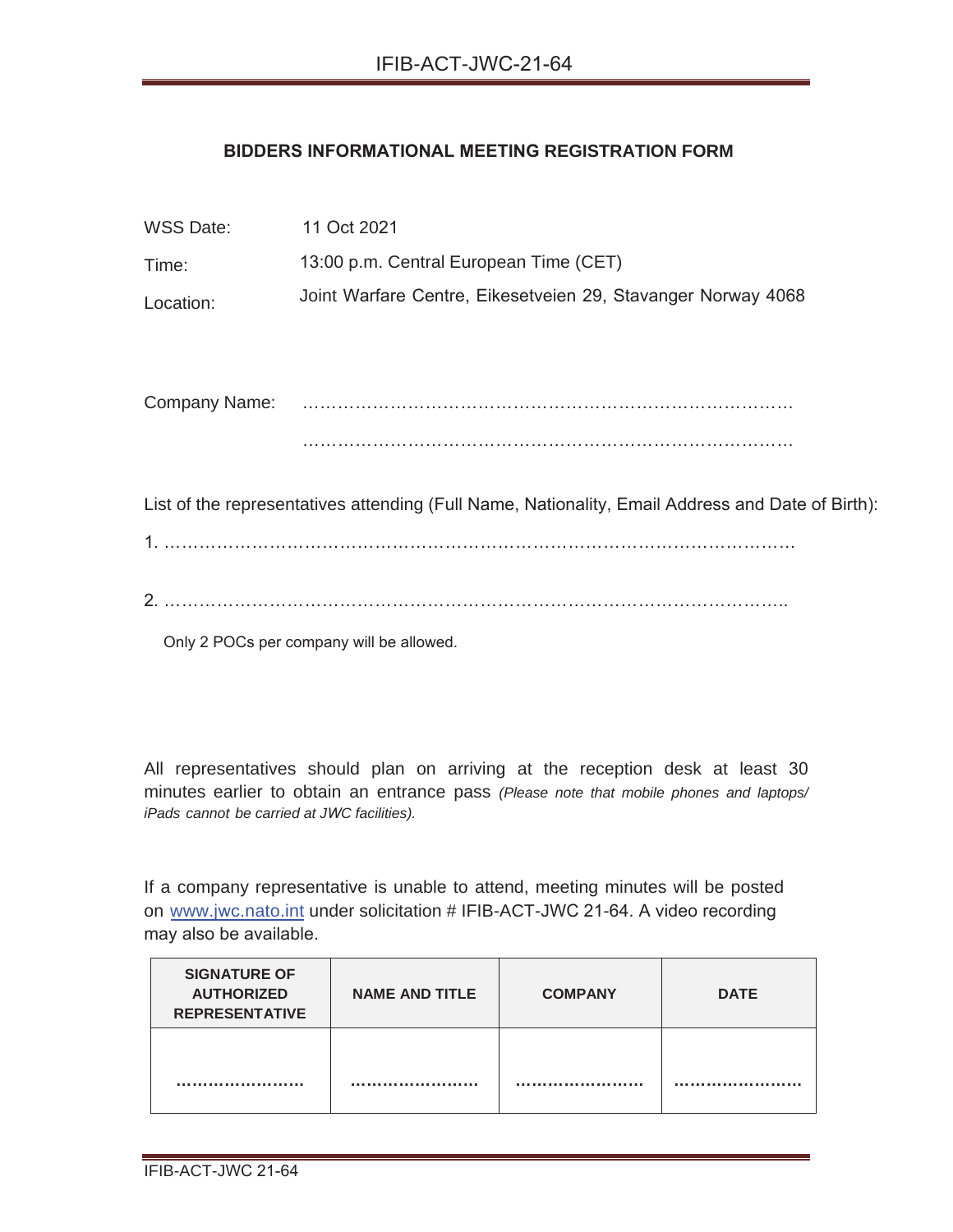**BIDDERS INFORMATIONAL MEETING REGISTRATION FORM**

WSS Date: 11 Oct 2021

Time: 13:00 p.m. Central European Time (CET)

Location: Joint Warfare Centre, Eikesetveien 29, Stavanger Norway 4068

Company Name: ……………………………………………………………………………

……………………………………………………………………………

List of the representatives attending (Full Name, Nationality, Email Address and Date of Birth):

1. ……………………………………………………………………………………………

2. ……………………………………………………………………………………………..

Only 2 POCs per company will be allowed.

All representatives should plan on arriving at the reception desk at least 30 minutes earlier to obtain an entrance pass *(Please note that mobile phones and laptops/ iPads cannot be carried at JWC facilities).*

If a company representative is unable to attend, meeting minutes will be posted on www.jwc.nato.int under solicitation # IFIB-ACT-JWC 21-64. A video recording may also be available.

| SIGNATURE OF AUTHORIZED REPRESENTATIVE | NAME AND TITLE | COMPANY | DATE |
|---|---|---|---|
| …………………… | …………………… | …………………… | …………………… |